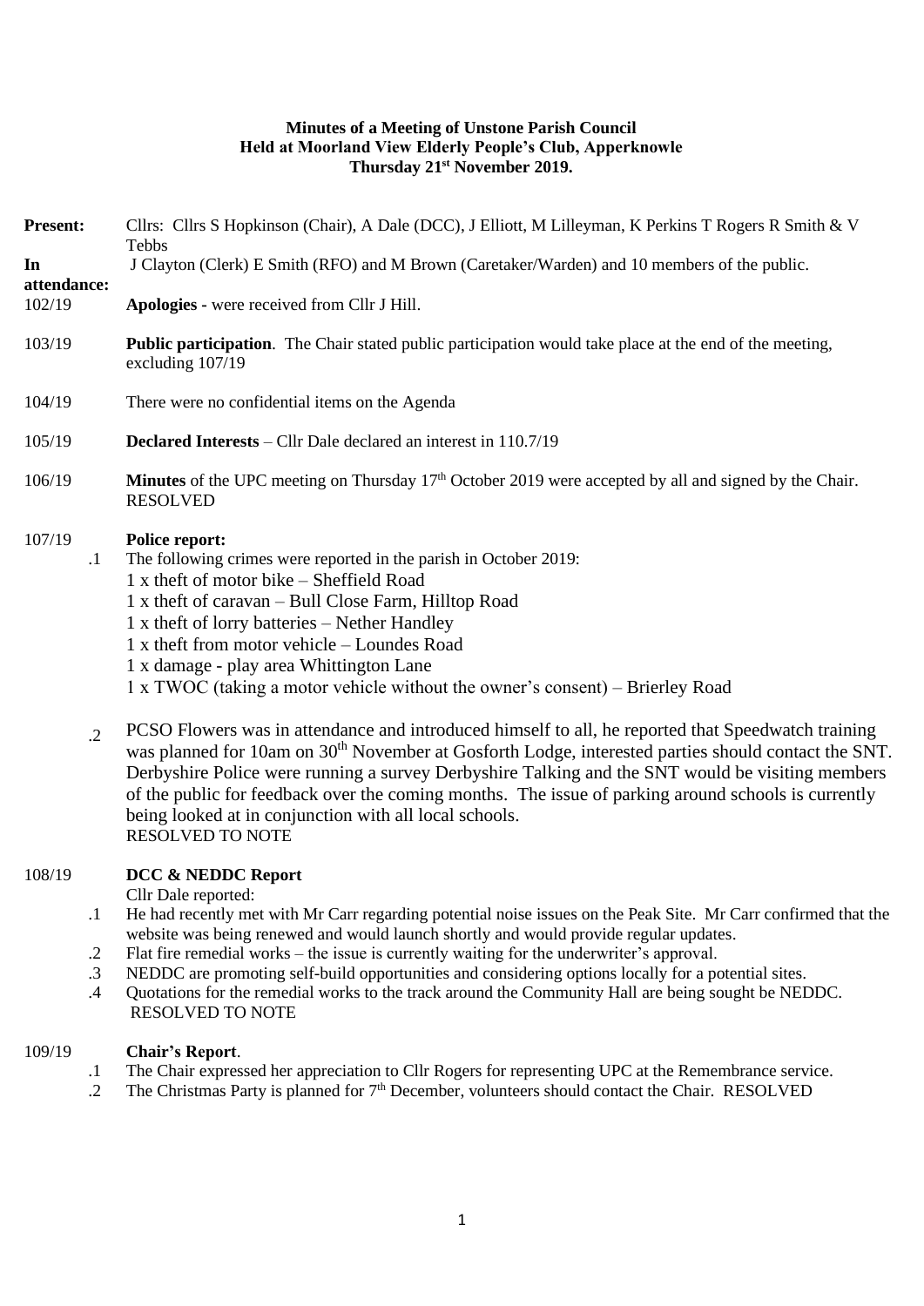**Minutes of a Meeting of Unstone Parish Council**
**Held at Moorland View Elderly People's Club, Apperknowle**
**Thursday 21st November 2019.**

**Present:** Cllrs: Cllrs S Hopkinson (Chair), A Dale (DCC), J Elliott, M Lilleyman, K Perkins T Rogers R Smith & V Tebbs

**In attendance:** J Clayton (Clerk) E Smith (RFO) and M Brown (Caretaker/Warden) and 10 members of the public.

102/19 **Apologies -** were received from Cllr J Hill.

103/19 **Public participation**. The Chair stated public participation would take place at the end of the meeting, excluding 107/19

104/19 There were no confidential items on the Agenda

105/19 **Declared Interests** – Cllr Dale declared an interest in 110.7/19

106/19 **Minutes** of the UPC meeting on Thursday 17th October 2019 were accepted by all and signed by the Chair. RESOLVED

107/19 **Police report:**

.1 The following crimes were reported in the parish in October 2019:
1 x theft of motor bike – Sheffield Road
1 x theft of caravan – Bull Close Farm, Hilltop Road
1 x theft of lorry batteries – Nether Handley
1 x theft from motor vehicle – Loundes Road
1 x damage - play area Whittington Lane
1 x TWOC (taking a motor vehicle without the owner's consent) – Brierley Road

.2 PCSO Flowers was in attendance and introduced himself to all, he reported that Speedwatch training was planned for 10am on 30th November at Gosforth Lodge, interested parties should contact the SNT. Derbyshire Police were running a survey Derbyshire Talking and the SNT would be visiting members of the public for feedback over the coming months. The issue of parking around schools is currently being looked at in conjunction with all local schools.
RESOLVED TO NOTE

108/19 **DCC & NEDDC Report**

Cllr Dale reported:

.1 He had recently met with Mr Carr regarding potential noise issues on the Peak Site. Mr Carr confirmed that the website was being renewed and would launch shortly and would provide regular updates.

.2 Flat fire remedial works – the issue is currently waiting for the underwriter's approval.

.3 NEDDC are promoting self-build opportunities and considering options locally for a potential sites.

.4 Quotations for the remedial works to the track around the Community Hall are being sought be NEDDC.
RESOLVED TO NOTE

109/19 **Chair's Report**.

.1 The Chair expressed her appreciation to Cllr Rogers for representing UPC at the Remembrance service.

.2 The Christmas Party is planned for 7th December, volunteers should contact the Chair. RESOLVED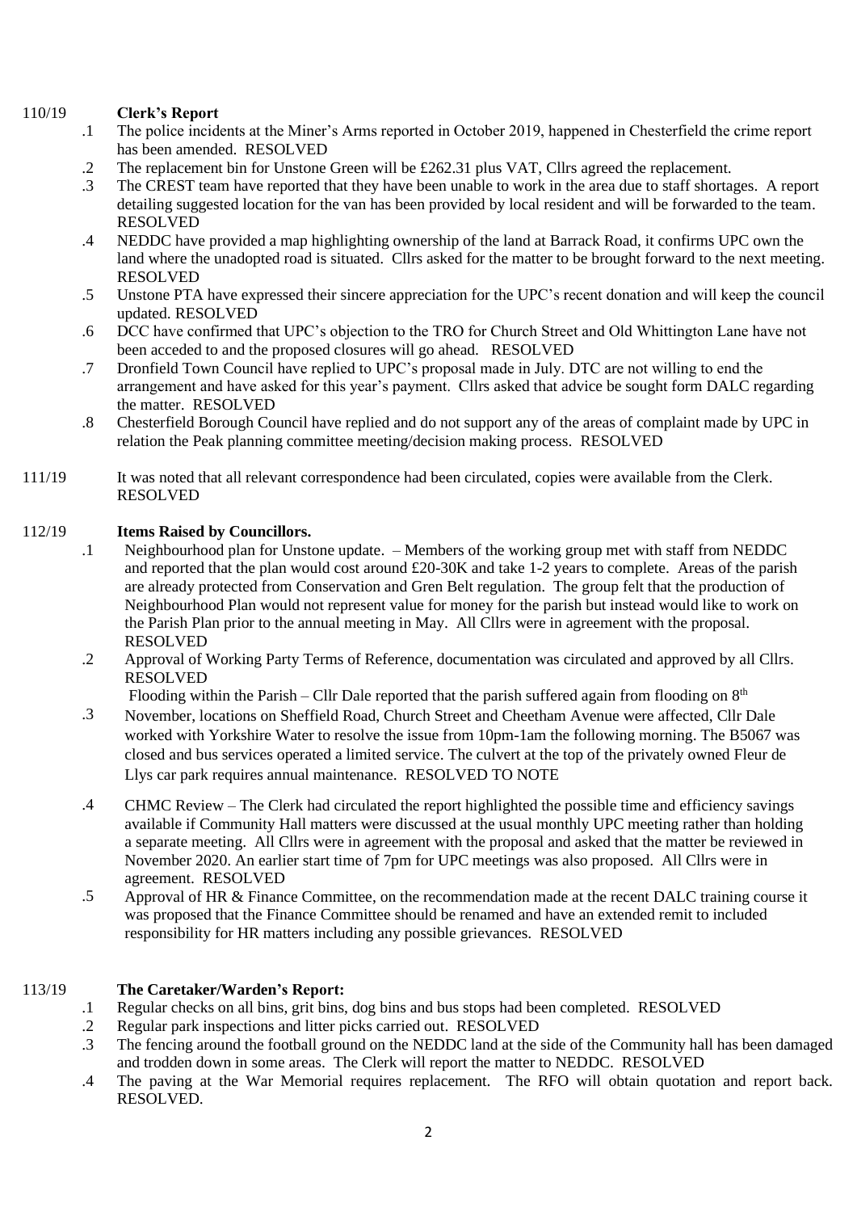**110/19 Clerk's Report**

.1 The police incidents at the Miner's Arms reported in October 2019, happened in Chesterfield the crime report has been amended. RESOLVED

.2 The replacement bin for Unstone Green will be £262.31 plus VAT, Cllrs agreed the replacement.

.3 The CREST team have reported that they have been unable to work in the area due to staff shortages. A report detailing suggested location for the van has been provided by local resident and will be forwarded to the team. RESOLVED

.4 NEDDC have provided a map highlighting ownership of the land at Barrack Road, it confirms UPC own the land where the unadopted road is situated. Cllrs asked for the matter to be brought forward to the next meeting. RESOLVED

.5 Unstone PTA have expressed their sincere appreciation for the UPC's recent donation and will keep the council updated. RESOLVED

.6 DCC have confirmed that UPC's objection to the TRO for Church Street and Old Whittington Lane have not been acceded to and the proposed closures will go ahead. RESOLVED

.7 Dronfield Town Council have replied to UPC's proposal made in July. DTC are not willing to end the arrangement and have asked for this year's payment. Cllrs asked that advice be sought form DALC regarding the matter. RESOLVED

.8 Chesterfield Borough Council have replied and do not support any of the areas of complaint made by UPC in relation the Peak planning committee meeting/decision making process. RESOLVED

**111/19** It was noted that all relevant correspondence had been circulated, copies were available from the Clerk. RESOLVED

**112/19 Items Raised by Councillors.**

.1 Neighbourhood plan for Unstone update. – Members of the working group met with staff from NEDDC and reported that the plan would cost around £20-30K and take 1-2 years to complete. Areas of the parish are already protected from Conservation and Gren Belt regulation. The group felt that the production of Neighbourhood Plan would not represent value for money for the parish but instead would like to work on the Parish Plan prior to the annual meeting in May. All Cllrs were in agreement with the proposal. RESOLVED

.2 Approval of Working Party Terms of Reference, documentation was circulated and approved by all Cllrs. RESOLVED

.3 Flooding within the Parish – Cllr Dale reported that the parish suffered again from flooding on 8th November, locations on Sheffield Road, Church Street and Cheetham Avenue were affected, Cllr Dale worked with Yorkshire Water to resolve the issue from 10pm-1am the following morning. The B5067 was closed and bus services operated a limited service. The culvert at the top of the privately owned Fleur de Llys car park requires annual maintenance. RESOLVED TO NOTE

.4 CHMC Review – The Clerk had circulated the report highlighted the possible time and efficiency savings available if Community Hall matters were discussed at the usual monthly UPC meeting rather than holding a separate meeting. All Cllrs were in agreement with the proposal and asked that the matter be reviewed in November 2020. An earlier start time of 7pm for UPC meetings was also proposed. All Cllrs were in agreement. RESOLVED

.5 Approval of HR & Finance Committee, on the recommendation made at the recent DALC training course it was proposed that the Finance Committee should be renamed and have an extended remit to included responsibility for HR matters including any possible grievances. RESOLVED

**113/19 The Caretaker/Warden's Report:**

.1 Regular checks on all bins, grit bins, dog bins and bus stops had been completed. RESOLVED

.2 Regular park inspections and litter picks carried out. RESOLVED

.3 The fencing around the football ground on the NEDDC land at the side of the Community hall has been damaged and trodden down in some areas. The Clerk will report the matter to NEDDC. RESOLVED

.4 The paving at the War Memorial requires replacement. The RFO will obtain quotation and report back. RESOLVED.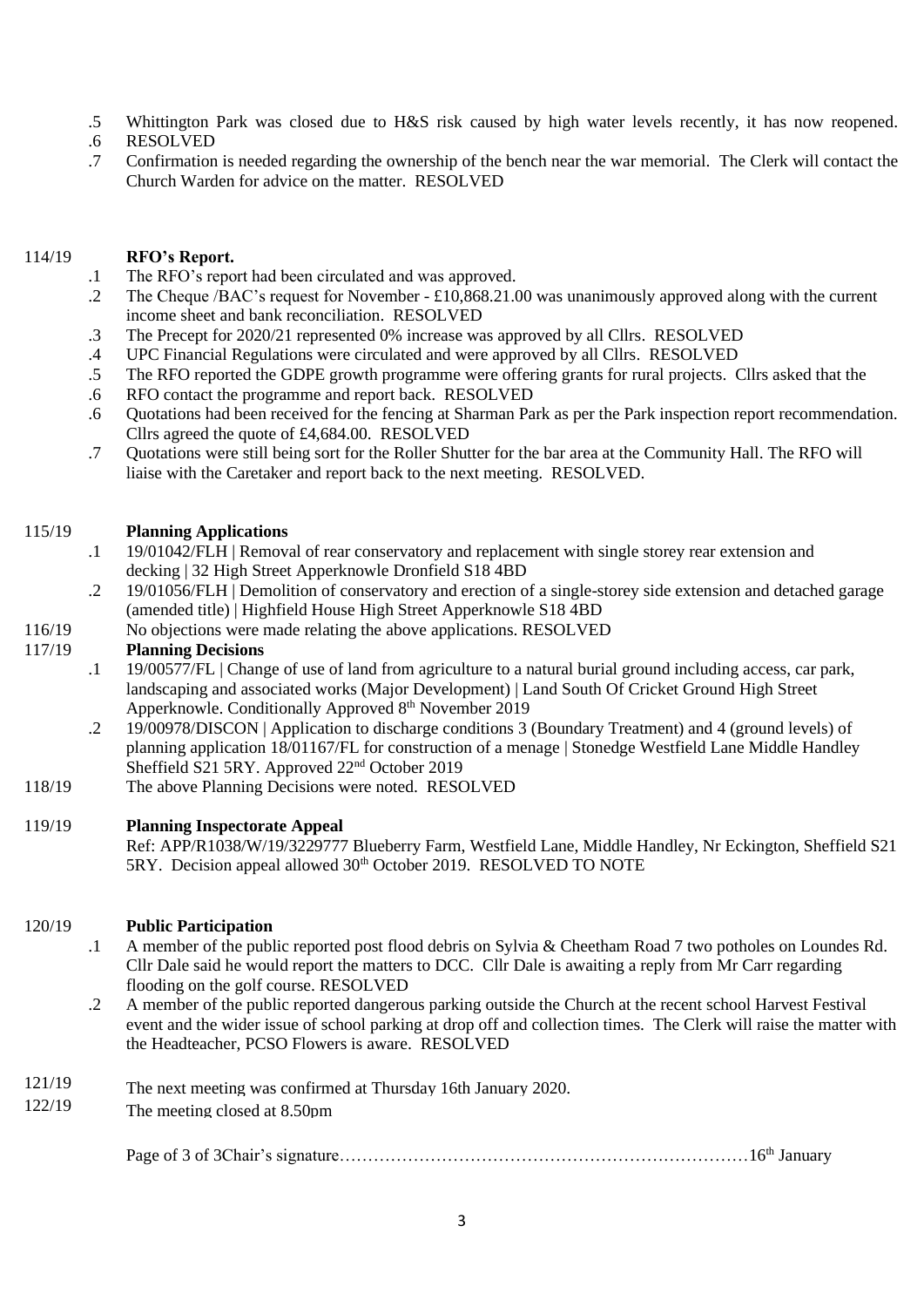.5 Whittington Park was closed due to H&S risk caused by high water levels recently, it has now reopened.
.6 RESOLVED
.7 Confirmation is needed regarding the ownership of the bench near the war memorial. The Clerk will contact the Church Warden for advice on the matter. RESOLVED

114/19 **RFO's Report.**

.1 The RFO's report had been circulated and was approved.
.2 The Cheque /BAC's request for November - £10,868.21.00 was unanimously approved along with the current income sheet and bank reconciliation. RESOLVED
.3 The Precept for 2020/21 represented 0% increase was approved by all Cllrs. RESOLVED
.4 UPC Financial Regulations were circulated and were approved by all Cllrs. RESOLVED
.5 The RFO reported the GDPE growth programme were offering grants for rural projects. Cllrs asked that the
.6 RFO contact the programme and report back. RESOLVED
.6 Quotations had been received for the fencing at Sharman Park as per the Park inspection report recommendation. Cllrs agreed the quote of £4,684.00. RESOLVED
.7 Quotations were still being sort for the Roller Shutter for the bar area at the Community Hall. The RFO will liaise with the Caretaker and report back to the next meeting. RESOLVED.

115/19 **Planning Applications**

.1 19/01042/FLH | Removal of rear conservatory and replacement with single storey rear extension and decking | 32 High Street Apperknowle Dronfield S18 4BD
.2 19/01056/FLH | Demolition of conservatory and erection of a single-storey side extension and detached garage (amended title) | Highfield House High Street Apperknowle S18 4BD

116/19 No objections were made relating the above applications. RESOLVED

117/19 **Planning Decisions**

.1 19/00577/FL | Change of use of land from agriculture to a natural burial ground including access, car park, landscaping and associated works (Major Development) | Land South Of Cricket Ground High Street Apperknowle. Conditionally Approved 8th November 2019
.2 19/00978/DISCON | Application to discharge conditions 3 (Boundary Treatment) and 4 (ground levels) of planning application 18/01167/FL for construction of a menage | Stonedge Westfield Lane Middle Handley Sheffield S21 5RY. Approved 22nd October 2019

118/19 The above Planning Decisions were noted. RESOLVED

119/19 **Planning Inspectorate Appeal**

Ref: APP/R1038/W/19/3229777 Blueberry Farm, Westfield Lane, Middle Handley, Nr Eckington, Sheffield S21 5RY. Decision appeal allowed 30th October 2019. RESOLVED TO NOTE

120/19 **Public Participation**

.1 A member of the public reported post flood debris on Sylvia & Cheetham Road 7 two potholes on Loundes Rd. Cllr Dale said he would report the matters to DCC. Cllr Dale is awaiting a reply from Mr Carr regarding flooding on the golf course. RESOLVED
.2 A member of the public reported dangerous parking outside the Church at the recent school Harvest Festival event and the wider issue of school parking at drop off and collection times. The Clerk will raise the matter with the Headteacher, PCSO Flowers is aware. RESOLVED

121/19 The next meeting was confirmed at Thursday 16th January 2020.

122/19 The meeting closed at 8.50pm

Chair's signature……………………………………………………………… 16th January